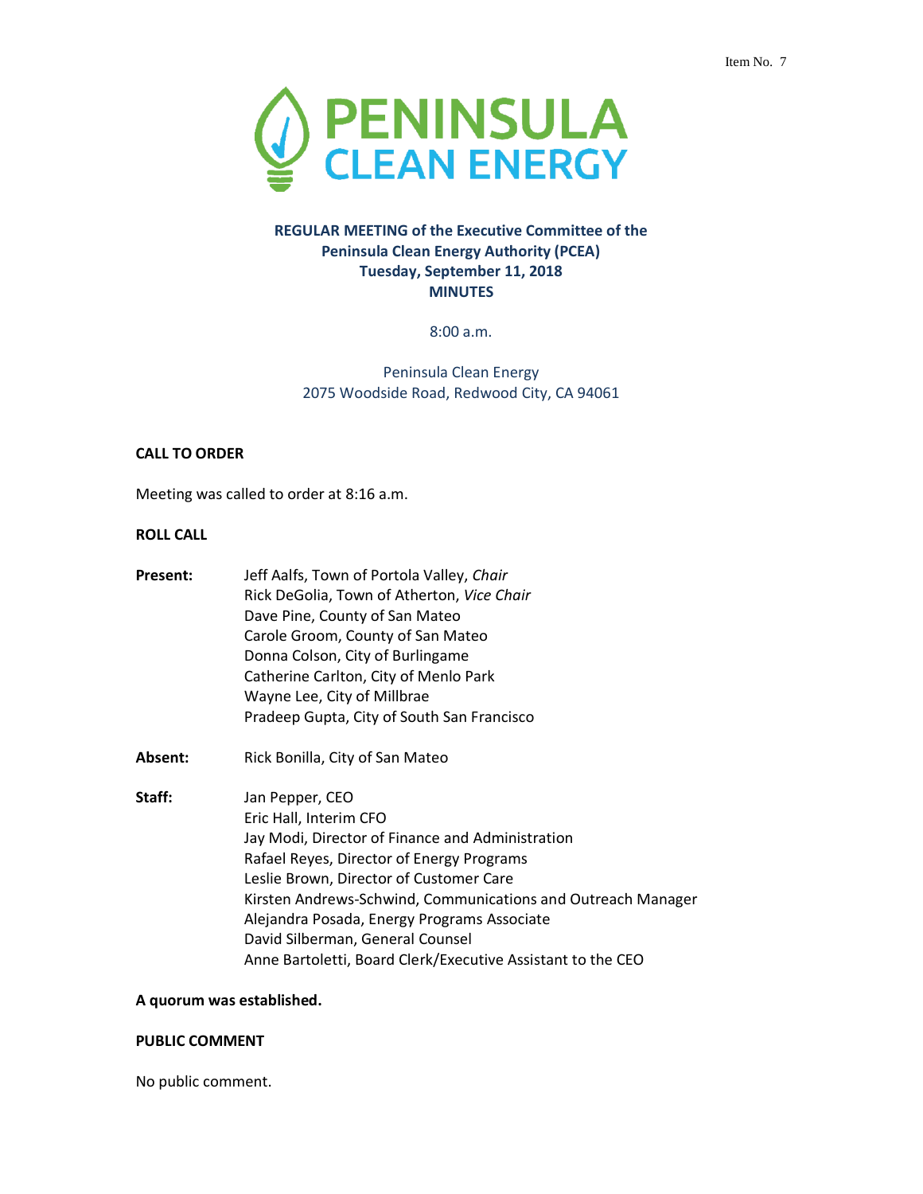Item No. 7

# PENINSULA CLEAN ENERGY

**REGULAR MEETING of the Executive Committee of the Peninsula Clean Energy Authority (PCEA)**
**Tuesday, September 11, 2018**
**MINUTES**

8:00 a.m.

Peninsula Clean Energy
2075 Woodside Road, Redwood City, CA 94061

**CALL TO ORDER**

Meeting was called to order at 8:16 a.m.

**ROLL CALL**

**Present:**
Jeff Aalfs, Town of Portola Valley, *Chair*
Rick DeGolia, Town of Atherton, *Vice Chair*
Dave Pine, County of San Mateo
Carole Groom, County of San Mateo
Donna Colson, City of Burlingame
Catherine Carlton, City of Menlo Park
Wayne Lee, City of Millbrae
Pradeep Gupta, City of South San Francisco

**Absent:**
Rick Bonilla, City of San Mateo

**Staff:**
Jan Pepper, CEO
Eric Hall, Interim CFO
Jay Modi, Director of Finance and Administration
Rafael Reyes, Director of Energy Programs
Leslie Brown, Director of Customer Care
Kirsten Andrews-Schwind, Communications and Outreach Manager
Alejandra Posada, Energy Programs Associate
David Silberman, General Counsel
Anne Bartoletti, Board Clerk/Executive Assistant to the CEO

**A quorum was established.**

**PUBLIC COMMENT**

No public comment.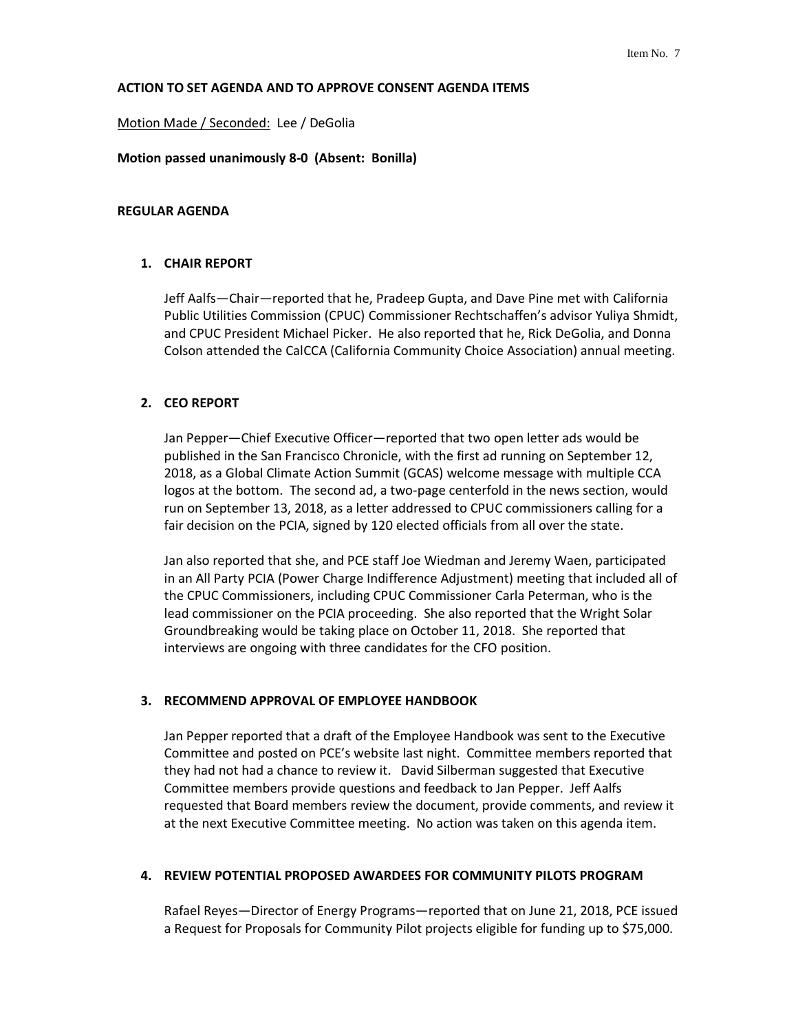**ACTION TO SET AGENDA AND TO APPROVE CONSENT AGENDA ITEMS**

Motion Made / Seconded: Lee / DeGolia

**Motion passed unanimously 8-0 (Absent: Bonilla)**

**REGULAR AGENDA**

## 1. CHAIR REPORT

Jeff Aalfs—Chair—reported that he, Pradeep Gupta, and Dave Pine met with California Public Utilities Commission (CPUC) Commissioner Rechtschaffen's advisor Yuliya Shmidt, and CPUC President Michael Picker. He also reported that he, Rick DeGolia, and Donna Colson attended the CalCCA (California Community Choice Association) annual meeting.

## 2. CEO REPORT

Jan Pepper—Chief Executive Officer—reported that two open letter ads would be published in the San Francisco Chronicle, with the first ad running on September 12, 2018, as a Global Climate Action Summit (GCAS) welcome message with multiple CCA logos at the bottom. The second ad, a two-page centerfold in the news section, would run on September 13, 2018, as a letter addressed to CPUC commissioners calling for a fair decision on the PCIA, signed by 120 elected officials from all over the state.

Jan also reported that she, and PCE staff Joe Wiedman and Jeremy Waen, participated in an All Party PCIA (Power Charge Indifference Adjustment) meeting that included all of the CPUC Commissioners, including CPUC Commissioner Carla Peterman, who is the lead commissioner on the PCIA proceeding. She also reported that the Wright Solar Groundbreaking would be taking place on October 11, 2018. She reported that interviews are ongoing with three candidates for the CFO position.

## 3. RECOMMEND APPROVAL OF EMPLOYEE HANDBOOK

Jan Pepper reported that a draft of the Employee Handbook was sent to the Executive Committee and posted on PCE's website last night. Committee members reported that they had not had a chance to review it. David Silberman suggested that Executive Committee members provide questions and feedback to Jan Pepper. Jeff Aalfs requested that Board members review the document, provide comments, and review it at the next Executive Committee meeting. No action was taken on this agenda item.

## 4. REVIEW POTENTIAL PROPOSED AWARDEES FOR COMMUNITY PILOTS PROGRAM

Rafael Reyes—Director of Energy Programs—reported that on June 21, 2018, PCE issued a Request for Proposals for Community Pilot projects eligible for funding up to $75,000.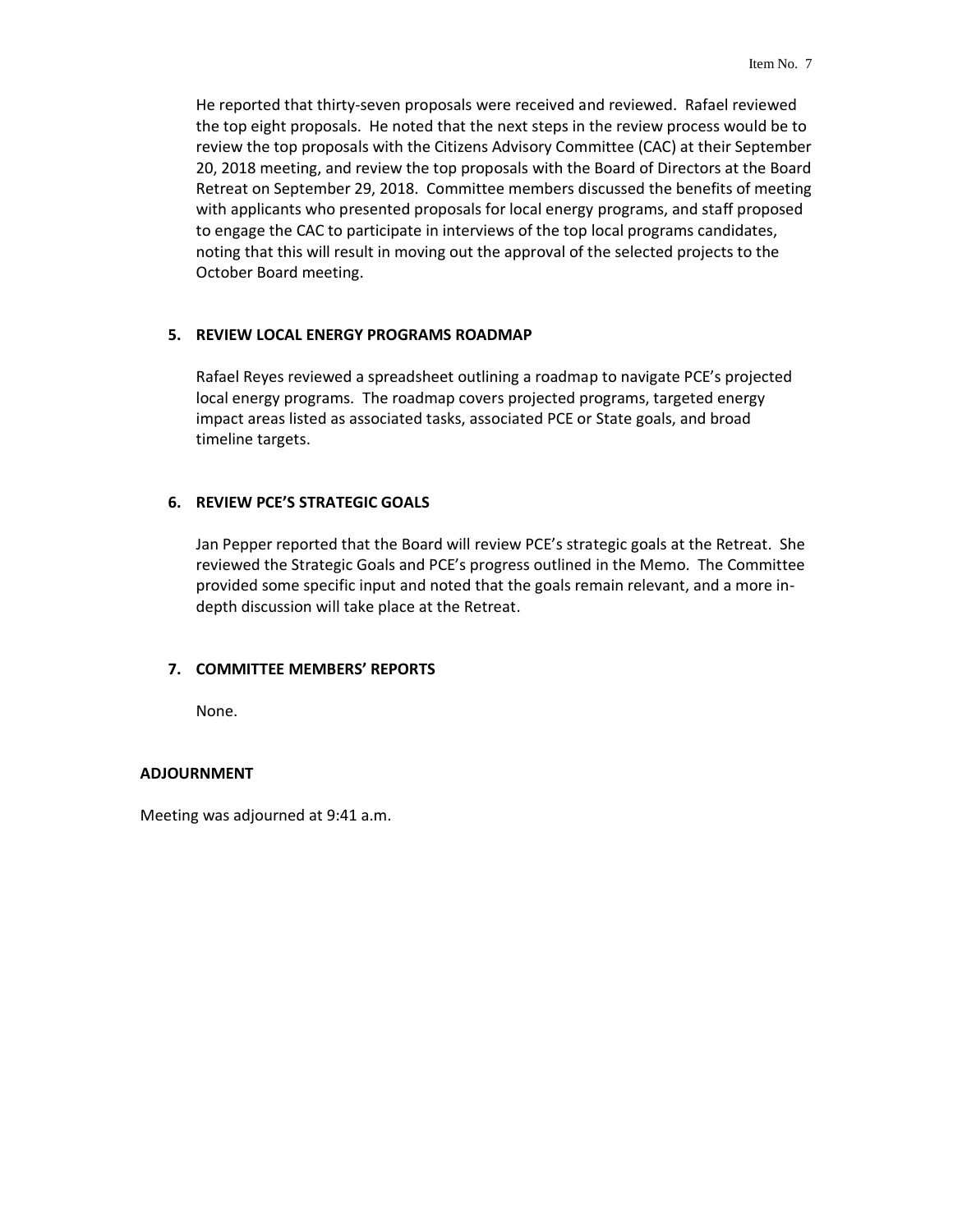He reported that thirty-seven proposals were received and reviewed. Rafael reviewed the top eight proposals. He noted that the next steps in the review process would be to review the top proposals with the Citizens Advisory Committee (CAC) at their September 20, 2018 meeting, and review the top proposals with the Board of Directors at the Board Retreat on September 29, 2018. Committee members discussed the benefits of meeting with applicants who presented proposals for local energy programs, and staff proposed to engage the CAC to participate in interviews of the top local programs candidates, noting that this will result in moving out the approval of the selected projects to the October Board meeting.

## 5. REVIEW LOCAL ENERGY PROGRAMS ROADMAP

Rafael Reyes reviewed a spreadsheet outlining a roadmap to navigate PCE's projected local energy programs. The roadmap covers projected programs, targeted energy impact areas listed as associated tasks, associated PCE or State goals, and broad timeline targets.

## 6. REVIEW PCE'S STRATEGIC GOALS

Jan Pepper reported that the Board will review PCE's strategic goals at the Retreat. She reviewed the Strategic Goals and PCE's progress outlined in the Memo. The Committee provided some specific input and noted that the goals remain relevant, and a more in-depth discussion will take place at the Retreat.

## 7. COMMITTEE MEMBERS' REPORTS

None.

## ADJOURNMENT

Meeting was adjourned at 9:41 a.m.